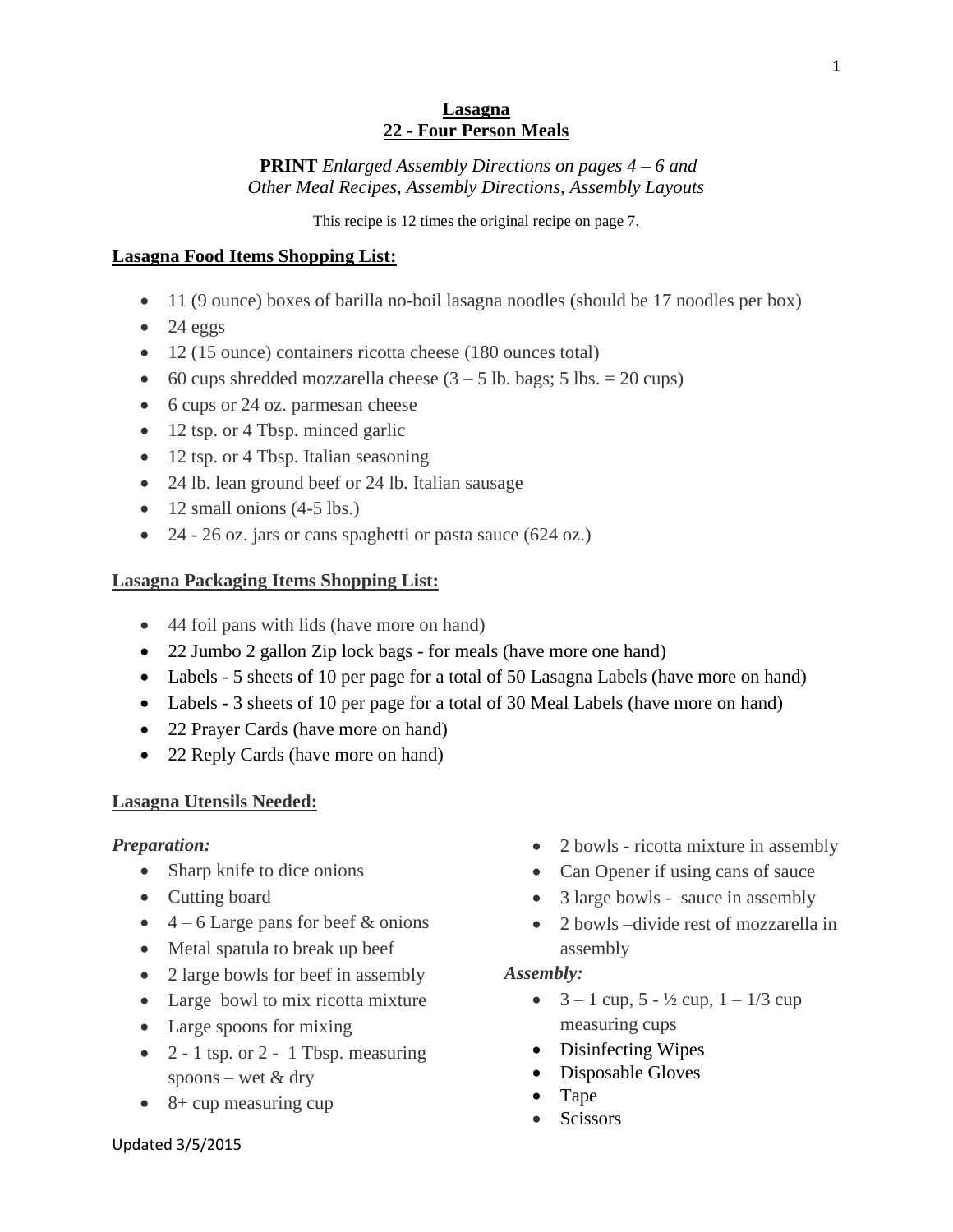# Lasagna
## 22 - Four Person Meals

**PRINT** *Enlarged Assembly Directions on pages 4 – 6 and Other Meal Recipes, Assembly Directions, Assembly Layouts*

This recipe is 12 times the original recipe on page 7.

### Lasagna Food Items Shopping List:

- 11 (9 ounce) boxes of barilla no-boil lasagna noodles (should be 17 noodles per box)
- 24 eggs
- 12 (15 ounce) containers ricotta cheese (180 ounces total)
- 60 cups shredded mozzarella cheese (3 – 5 lb. bags; 5 lbs. = 20 cups)
- 6 cups or 24 oz. parmesan cheese
- 12 tsp. or 4 Tbsp. minced garlic
- 12 tsp. or 4 Tbsp. Italian seasoning
- 24 lb. lean ground beef or 24 lb. Italian sausage
- 12 small onions (4-5 lbs.)
- 24 - 26 oz. jars or cans spaghetti or pasta sauce (624 oz.)

### Lasagna Packaging Items Shopping List:

- 44 foil pans with lids (have more on hand)
- 22 Jumbo 2 gallon Zip lock bags - for meals (have more one hand)
- Labels - 5 sheets of 10 per page for a total of 50 Lasagna Labels (have more on hand)
- Labels - 3 sheets of 10 per page for a total of 30 Meal Labels (have more on hand)
- 22 Prayer Cards (have more on hand)
- 22 Reply Cards (have more on hand)

### Lasagna Utensils Needed:

*Preparation:*

- Sharp knife to dice onions
- Cutting board
- 4 – 6 Large pans for beef & onions
- Metal spatula to break up beef
- 2 large bowls for beef in assembly
- Large bowl to mix ricotta mixture
- Large spoons for mixing
- 2 - 1 tsp. or 2 - 1 Tbsp. measuring spoons – wet & dry
- 8+ cup measuring cup
- 2 bowls - ricotta mixture in assembly
- Can Opener if using cans of sauce
- 3 large bowls - sauce in assembly
- 2 bowls –divide rest of mozzarella in assembly

*Assembly:*

- 3 – 1 cup, 5 - ½ cup, 1 – 1/3 cup measuring cups
- Disinfecting Wipes
- Disposable Gloves
- Tape
- Scissors

Updated 3/5/2015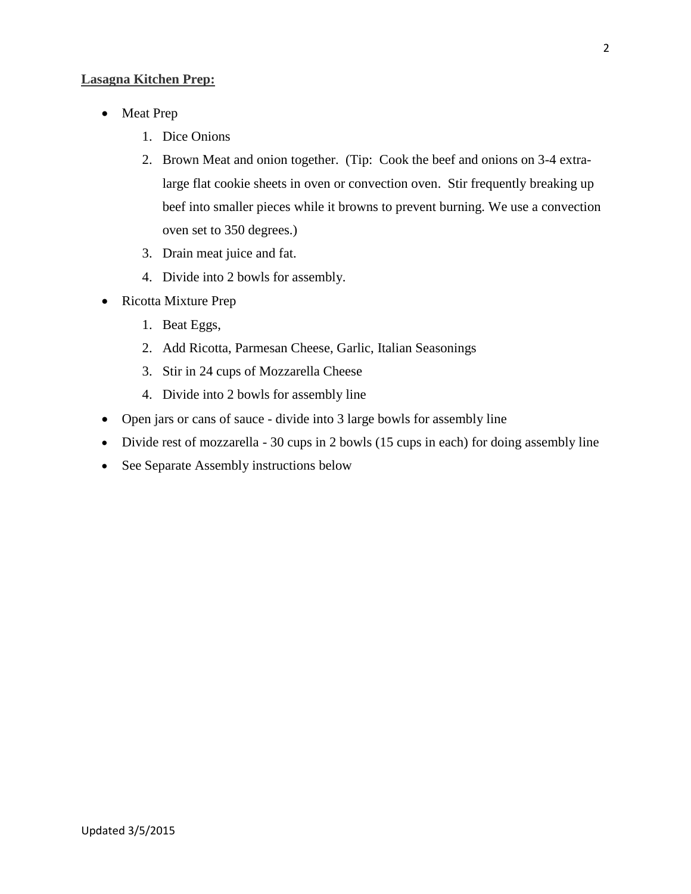**Lasagna Kitchen Prep:**

- Meat Prep
    1. Dice Onions
    2. Brown Meat and onion together. (Tip: Cook the beef and onions on 3-4 extra-large flat cookie sheets in oven or convection oven. Stir frequently breaking up beef into smaller pieces while it browns to prevent burning. We use a convection oven set to 350 degrees.)
    3. Drain meat juice and fat.
    4. Divide into 2 bowls for assembly.
- Ricotta Mixture Prep
    1. Beat Eggs,
    2. Add Ricotta, Parmesan Cheese, Garlic, Italian Seasonings
    3. Stir in 24 cups of Mozzarella Cheese
    4. Divide into 2 bowls for assembly line
- Open jars or cans of sauce - divide into 3 large bowls for assembly line
- Divide rest of mozzarella - 30 cups in 2 bowls (15 cups in each) for doing assembly line
- See Separate Assembly instructions below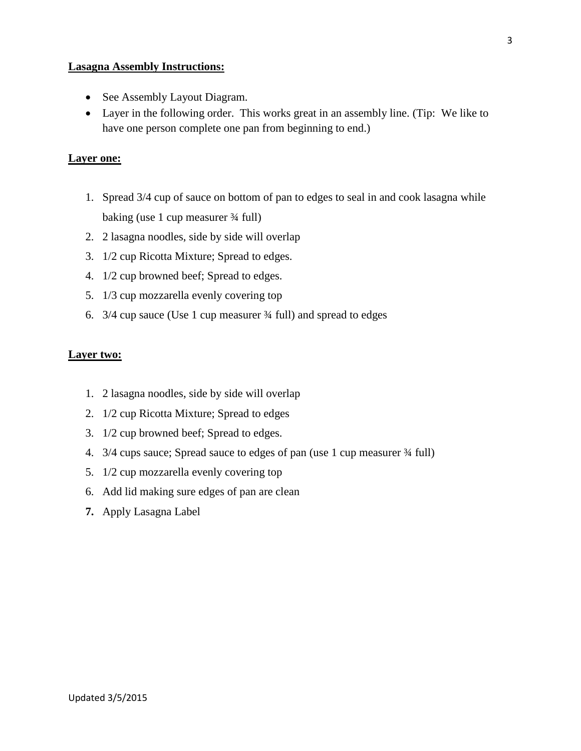**Lasagna Assembly Instructions:**

- See Assembly Layout Diagram.
- Layer in the following order. This works great in an assembly line. (Tip: We like to have one person complete one pan from beginning to end.)

**Layer one:**

1. Spread 3/4 cup of sauce on bottom of pan to edges to seal in and cook lasagna while baking (use 1 cup measurer ¾ full)
2. 2 lasagna noodles, side by side will overlap
3. 1/2 cup Ricotta Mixture; Spread to edges.
4. 1/2 cup browned beef; Spread to edges.
5. 1/3 cup mozzarella evenly covering top
6. 3/4 cup sauce (Use 1 cup measurer ¾ full) and spread to edges

**Layer two:**

1. 2 lasagna noodles, side by side will overlap
2. 1/2 cup Ricotta Mixture; Spread to edges
3. 1/2 cup browned beef; Spread to edges.
4. 3/4 cups sauce; Spread sauce to edges of pan (use 1 cup measurer ¾ full)
5. 1/2 cup mozzarella evenly covering top
6. Add lid making sure edges of pan are clean
7. Apply Lasagna Label

Updated 3/5/2015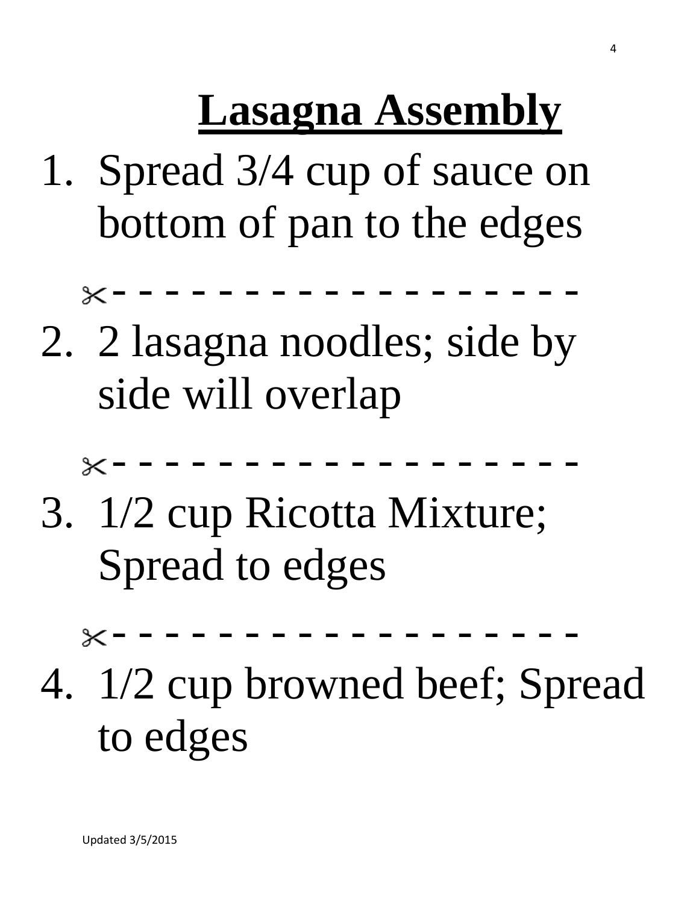# Lasagna Assembly

1. Spread 3/4 cup of sauce on bottom of pan to the edges

✂- - - - - - - - - - - - - - - - - - - -

2. 2 lasagna noodles; side by side will overlap

✂- - - - - - - - - - - - - - - - - - - -

3. 1/2 cup Ricotta Mixture; Spread to edges

✂- - - - - - - - - - - - - - - - - - - -

4. 1/2 cup browned beef; Spread to edges

Updated 3/5/2015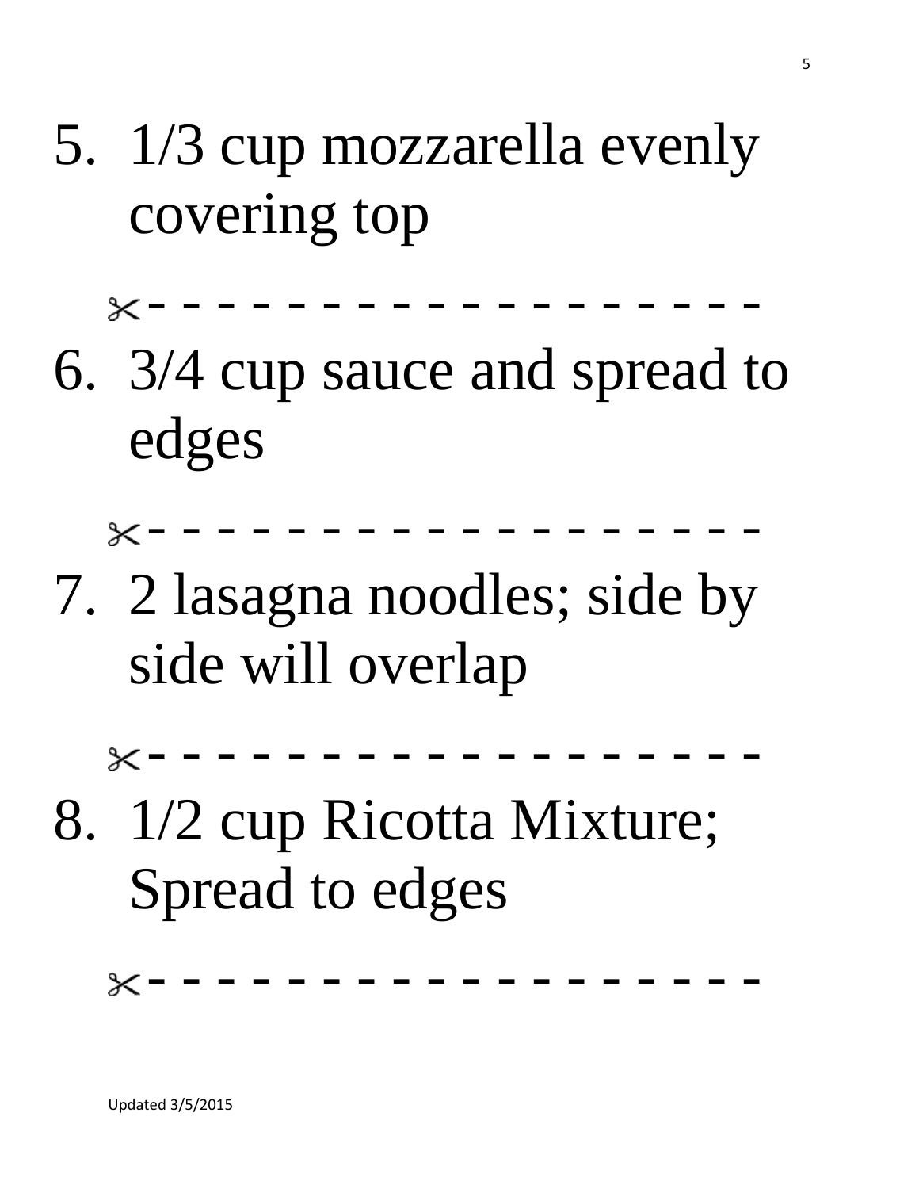5. 1/3 cup mozzarella evenly covering top

✂- - - - - - - - - - - - - - - - - - -

6. 3/4 cup sauce and spread to edges

✂- - - - - - - - - - - - - - - - - - -

7. 2 lasagna noodles; side by side will overlap

✂- - - - - - - - - - - - - - - - - - -

8. 1/2 cup Ricotta Mixture; Spread to edges

✂- - - - - - - - - - - - - - - - - - -

Updated 3/5/2015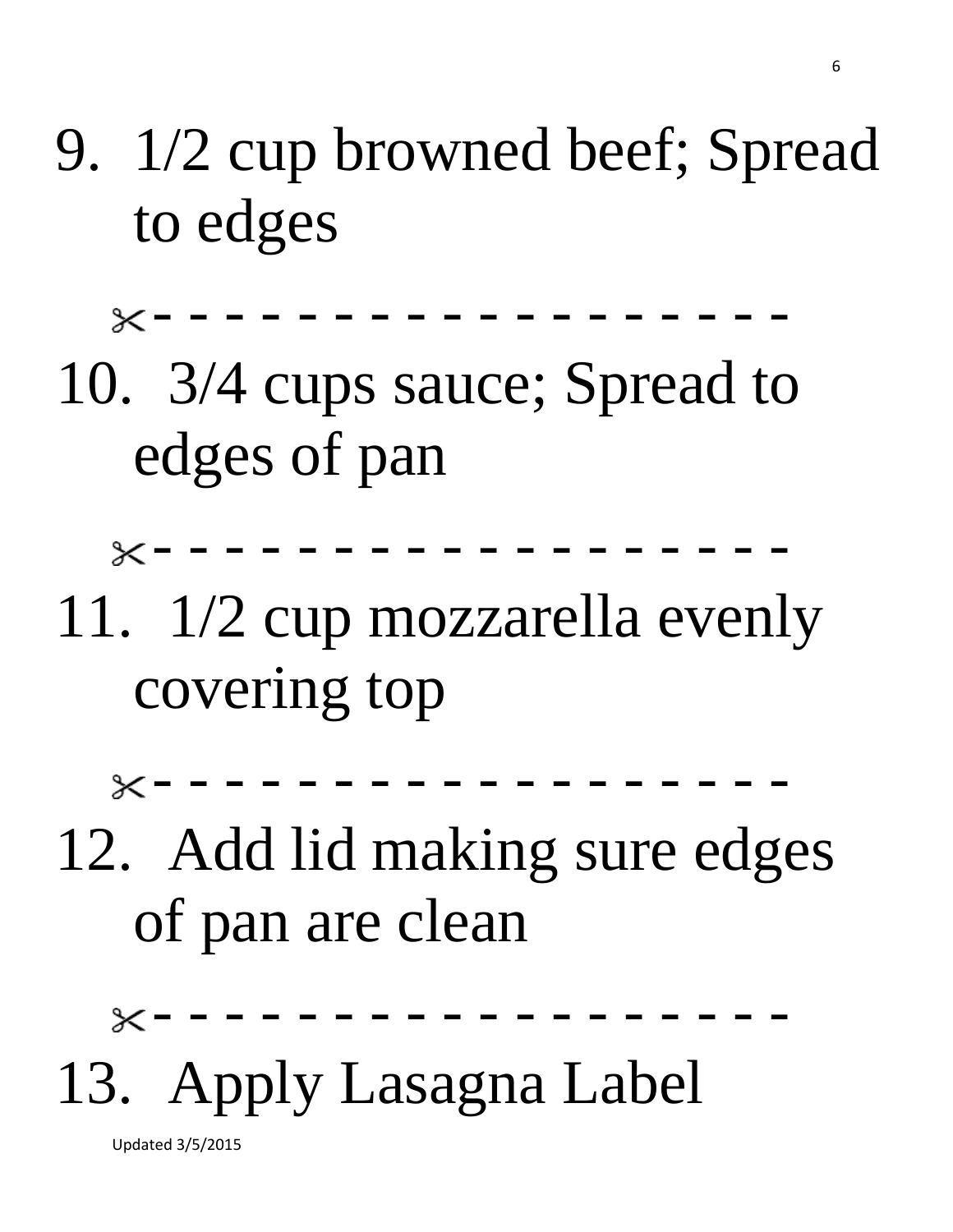9. 1/2 cup browned beef; Spread to edges

✂- - - - - - - - - - - - - - - - - - - -

10. 3/4 cups sauce; Spread to edges of pan

✂- - - - - - - - - - - - - - - - - - - -

11. 1/2 cup mozzarella evenly covering top

✂- - - - - - - - - - - - - - - - - - - -

12. Add lid making sure edges of pan are clean

✂- - - - - - - - - - - - - - - - - - - -

13. Apply Lasagna Label

Updated 3/5/2015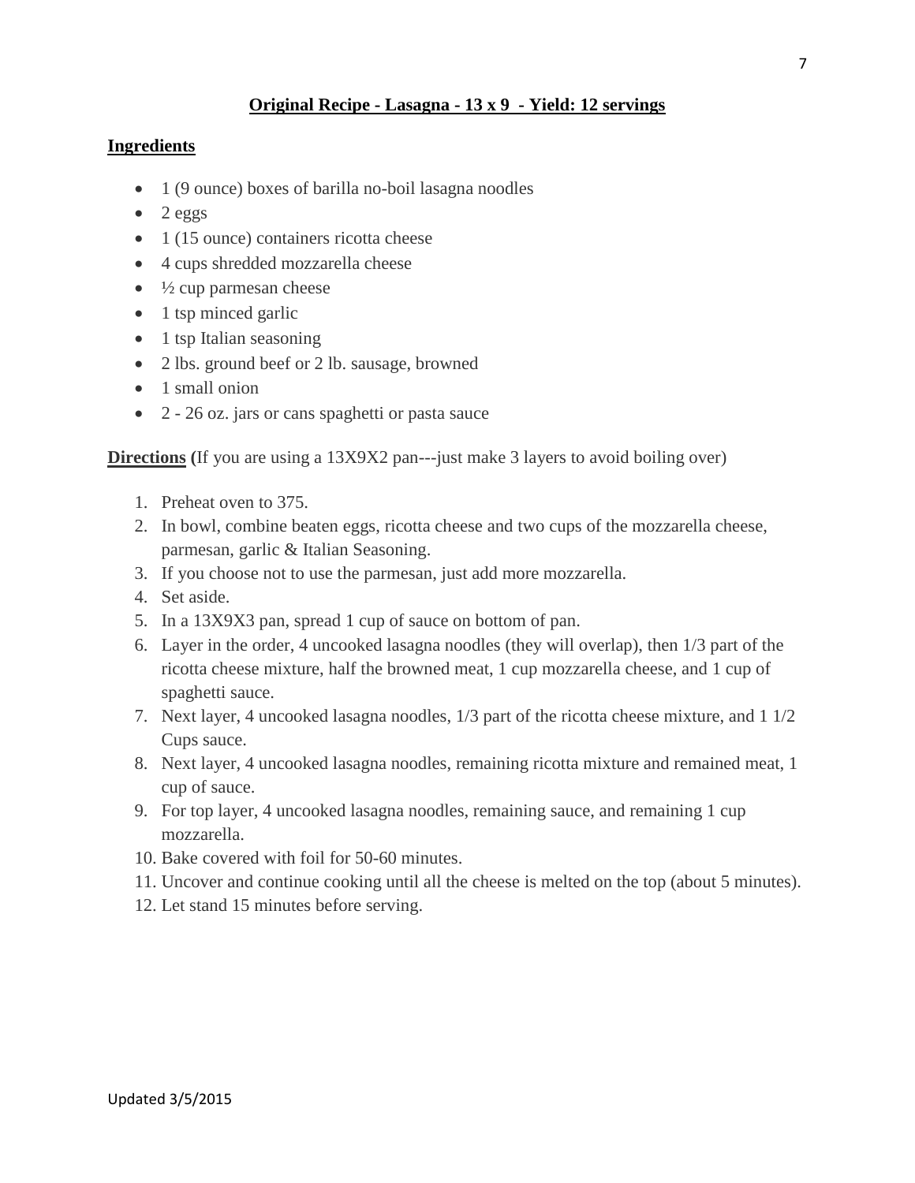# Original Recipe - Lasagna - 13 x 9 - Yield: 12 servings

## Ingredients

- 1 (9 ounce) boxes of barilla no-boil lasagna noodles
- 2 eggs
- 1 (15 ounce) containers ricotta cheese
- 4 cups shredded mozzarella cheese
- ½ cup parmesan cheese
- 1 tsp minced garlic
- 1 tsp Italian seasoning
- 2 lbs. ground beef or 2 lb. sausage, browned
- 1 small onion
- 2 - 26 oz. jars or cans spaghetti or pasta sauce

**Directions (**If you are using a 13X9X2 pan---just make 3 layers to avoid boiling over)

1. Preheat oven to 375.
2. In bowl, combine beaten eggs, ricotta cheese and two cups of the mozzarella cheese, parmesan, garlic & Italian Seasoning.
3. If you choose not to use the parmesan, just add more mozzarella.
4. Set aside.
5. In a 13X9X3 pan, spread 1 cup of sauce on bottom of pan.
6. Layer in the order, 4 uncooked lasagna noodles (they will overlap), then 1/3 part of the ricotta cheese mixture, half the browned meat, 1 cup mozzarella cheese, and 1 cup of spaghetti sauce.
7. Next layer, 4 uncooked lasagna noodles, 1/3 part of the ricotta cheese mixture, and 1 1/2 Cups sauce.
8. Next layer, 4 uncooked lasagna noodles, remaining ricotta mixture and remained meat, 1 cup of sauce.
9. For top layer, 4 uncooked lasagna noodles, remaining sauce, and remaining 1 cup mozzarella.
10. Bake covered with foil for 50-60 minutes.
11. Uncover and continue cooking until all the cheese is melted on the top (about 5 minutes).
12. Let stand 15 minutes before serving.

Updated 3/5/2015